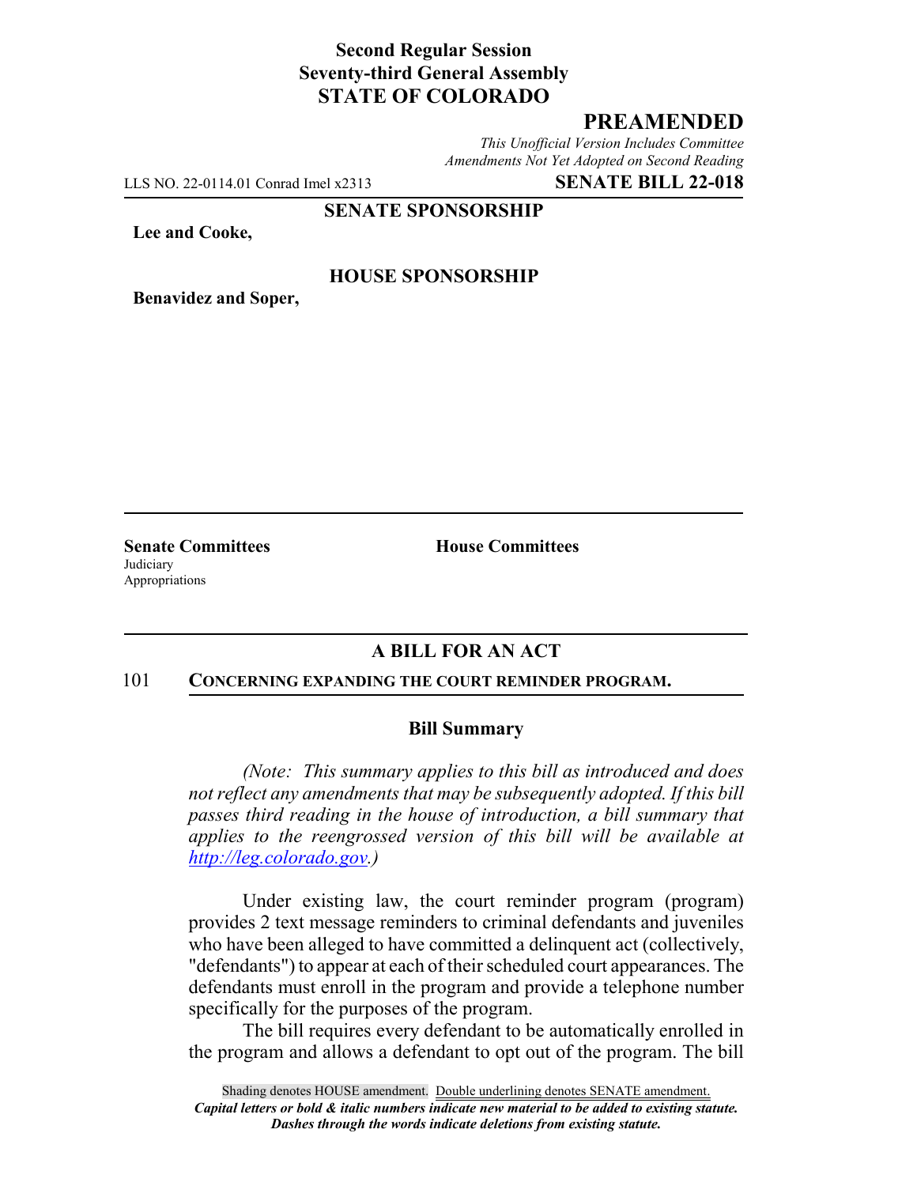**Second Regular Session**
**Seventy-third General Assembly**
**STATE OF COLORADO**

# PREAMENDED

*This Unofficial Version Includes Committee Amendments Not Yet Adopted on Second Reading*

LLS NO. 22-0114.01 Conrad Imel x2313 **SENATE BILL 22-018**

**SENATE SPONSORSHIP**

**Lee and Cooke,**

**HOUSE SPONSORSHIP**

**Benavidez and Soper,**

**Senate Committees**
Judiciary
Appropriations

**House Committees**

## A BILL FOR AN ACT

101 **CONCERNING EXPANDING THE COURT REMINDER PROGRAM.**

### Bill Summary

*(Note: This summary applies to this bill as introduced and does not reflect any amendments that may be subsequently adopted. If this bill passes third reading in the house of introduction, a bill summary that applies to the reengrossed version of this bill will be available at http://leg.colorado.gov.)*

Under existing law, the court reminder program (program) provides 2 text message reminders to criminal defendants and juveniles who have been alleged to have committed a delinquent act (collectively, "defendants") to appear at each of their scheduled court appearances. The defendants must enroll in the program and provide a telephone number specifically for the purposes of the program.

The bill requires every defendant to be automatically enrolled in the program and allows a defendant to opt out of the program. The bill

Shading denotes HOUSE amendment. Double underlining denotes SENATE amendment.
***Capital letters or bold & italic numbers indicate new material to be added to existing statute.***
***Dashes through the words indicate deletions from existing statute.***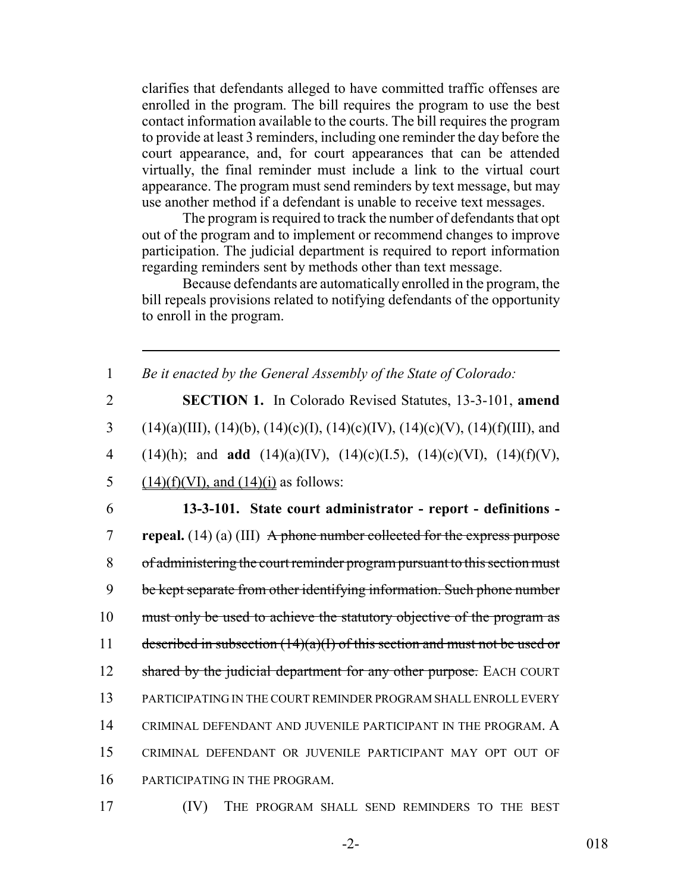clarifies that defendants alleged to have committed traffic offenses are enrolled in the program. The bill requires the program to use the best contact information available to the courts. The bill requires the program to provide at least 3 reminders, including one reminder the day before the court appearance, and, for court appearances that can be attended virtually, the final reminder must include a link to the virtual court appearance. The program must send reminders by text message, but may use another method if a defendant is unable to receive text messages.

The program is required to track the number of defendants that opt out of the program and to implement or recommend changes to improve participation. The judicial department is required to report information regarding reminders sent by methods other than text message.

Because defendants are automatically enrolled in the program, the bill repeals provisions related to notifying defendants of the opportunity to enroll in the program.

---

1 *Be it enacted by the General Assembly of the State of Colorado:*

2 **SECTION 1.** In Colorado Revised Statutes, 13-3-101, **amend**
3 (14)(a)(III), (14)(b), (14)(c)(I), (14)(c)(IV), (14)(c)(V), (14)(f)(III), and
4 (14)(h); and **add** (14)(a)(IV), (14)(c)(I.5), (14)(c)(VI), (14)(f)(V),
5 <u>(14)(f)(VI), and (14)(i)</u> as follows:

6 **13-3-101. State court administrator - report - definitions -**
7 **repeal.** (14) (a) (III) ~~A phone number collected for the express purpose~~
8 ~~of administering the court reminder program pursuant to this section must~~
9 ~~be kept separate from other identifying information. Such phone number~~
10 ~~must only be used to achieve the statutory objective of the program as~~
11 ~~described in subsection (14)(a)(I) of this section and must not be used or~~
12 ~~shared by the judicial department for any other purpose.~~ EACH COURT
13 PARTICIPATING IN THE COURT REMINDER PROGRAM SHALL ENROLL EVERY
14 CRIMINAL DEFENDANT AND JUVENILE PARTICIPANT IN THE PROGRAM. A
15 CRIMINAL DEFENDANT OR JUVENILE PARTICIPANT MAY OPT OUT OF
16 PARTICIPATING IN THE PROGRAM.

17 (IV) THE PROGRAM SHALL SEND REMINDERS TO THE BEST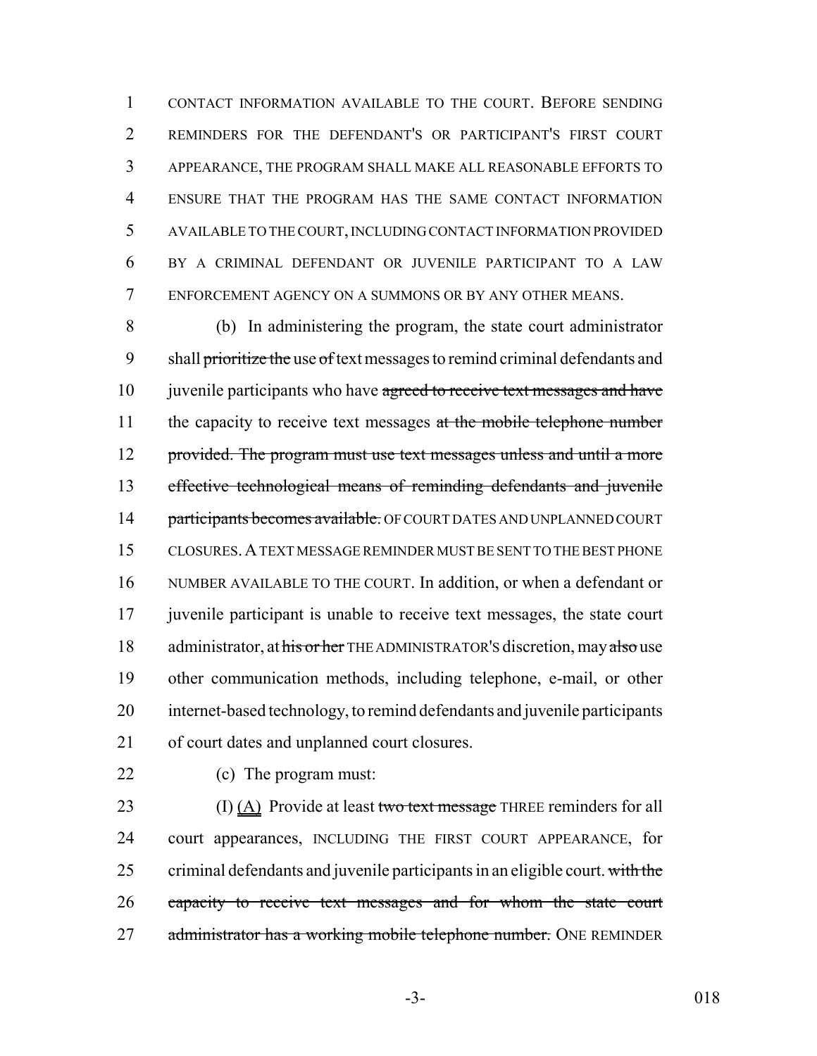CONTACT INFORMATION AVAILABLE TO THE COURT. BEFORE SENDING REMINDERS FOR THE DEFENDANT'S OR PARTICIPANT'S FIRST COURT APPEARANCE, THE PROGRAM SHALL MAKE ALL REASONABLE EFFORTS TO ENSURE THAT THE PROGRAM HAS THE SAME CONTACT INFORMATION AVAILABLE TO THE COURT, INCLUDING CONTACT INFORMATION PROVIDED BY A CRIMINAL DEFENDANT OR JUVENILE PARTICIPANT TO A LAW ENFORCEMENT AGENCY ON A SUMMONS OR BY ANY OTHER MEANS.

(b) In administering the program, the state court administrator shall ~~prioritize the~~ use ~~of~~ text messages to remind criminal defendants and juvenile participants who have ~~agreed to receive text messages and have~~ the capacity to receive text messages ~~at the mobile telephone number provided. The program must use text messages unless and until a more effective technological means of reminding defendants and juvenile participants becomes available.~~ OF COURT DATES AND UNPLANNED COURT CLOSURES. A TEXT MESSAGE REMINDER MUST BE SENT TO THE BEST PHONE NUMBER AVAILABLE TO THE COURT. In addition, or when a defendant or juvenile participant is unable to receive text messages, the state court administrator, at ~~his or her~~ THE ADMINISTRATOR'S discretion, may ~~also~~ use other communication methods, including telephone, e-mail, or other internet-based technology, to remind defendants and juvenile participants of court dates and unplanned court closures.

(c) The program must:

(I) (A) Provide at least ~~two text message~~ THREE reminders for all court appearances, INCLUDING THE FIRST COURT APPEARANCE, for criminal defendants and juvenile participants in an eligible court. ~~with the capacity to receive text messages and for whom the state court administrator has a working mobile telephone number.~~ ONE REMINDER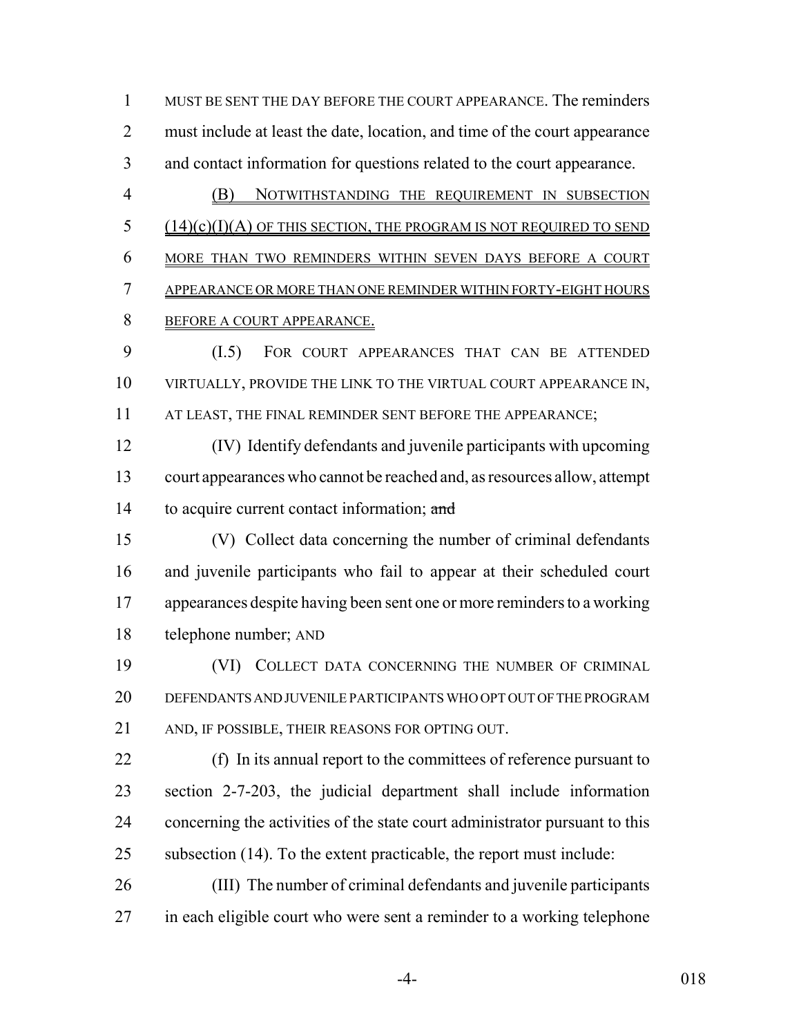MUST BE SENT THE DAY BEFORE THE COURT APPEARANCE. The reminders must include at least the date, location, and time of the court appearance and contact information for questions related to the court appearance.

(B) NOTWITHSTANDING THE REQUIREMENT IN SUBSECTION (14)(c)(I)(A) OF THIS SECTION, THE PROGRAM IS NOT REQUIRED TO SEND MORE THAN TWO REMINDERS WITHIN SEVEN DAYS BEFORE A COURT APPEARANCE OR MORE THAN ONE REMINDER WITHIN FORTY-EIGHT HOURS BEFORE A COURT APPEARANCE.

(I.5) FOR COURT APPEARANCES THAT CAN BE ATTENDED VIRTUALLY, PROVIDE THE LINK TO THE VIRTUAL COURT APPEARANCE IN, AT LEAST, THE FINAL REMINDER SENT BEFORE THE APPEARANCE;

(IV) Identify defendants and juvenile participants with upcoming court appearances who cannot be reached and, as resources allow, attempt to acquire current contact information; ~~and~~

(V) Collect data concerning the number of criminal defendants and juvenile participants who fail to appear at their scheduled court appearances despite having been sent one or more reminders to a working telephone number; AND

(VI) COLLECT DATA CONCERNING THE NUMBER OF CRIMINAL DEFENDANTS AND JUVENILE PARTICIPANTS WHO OPT OUT OF THE PROGRAM AND, IF POSSIBLE, THEIR REASONS FOR OPTING OUT.

(f) In its annual report to the committees of reference pursuant to section 2-7-203, the judicial department shall include information concerning the activities of the state court administrator pursuant to this subsection (14). To the extent practicable, the report must include:

(III) The number of criminal defendants and juvenile participants in each eligible court who were sent a reminder to a working telephone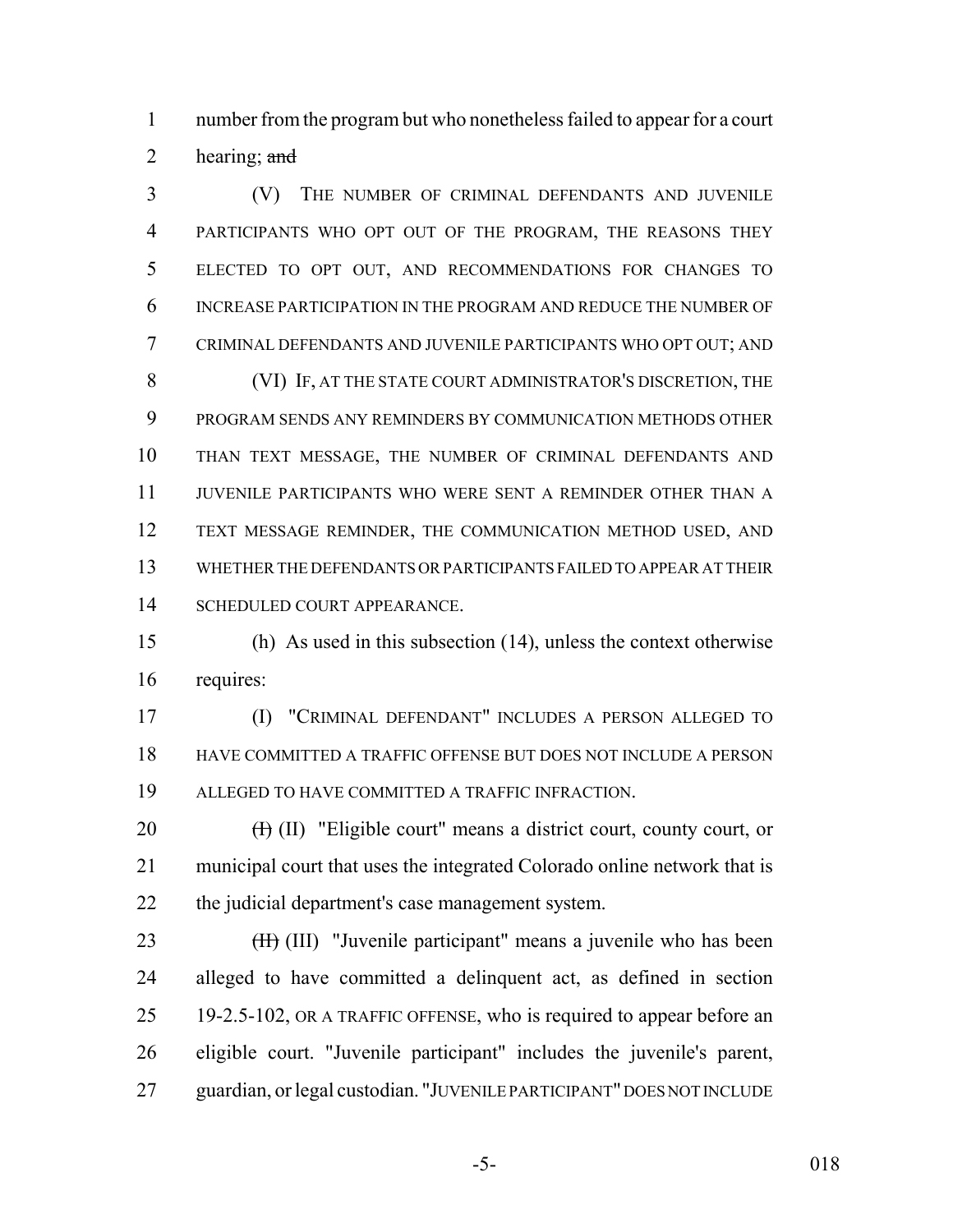number from the program but who nonetheless failed to appear for a court hearing; ~~and~~

(V) THE NUMBER OF CRIMINAL DEFENDANTS AND JUVENILE PARTICIPANTS WHO OPT OUT OF THE PROGRAM, THE REASONS THEY ELECTED TO OPT OUT, AND RECOMMENDATIONS FOR CHANGES TO INCREASE PARTICIPATION IN THE PROGRAM AND REDUCE THE NUMBER OF CRIMINAL DEFENDANTS AND JUVENILE PARTICIPANTS WHO OPT OUT; AND

(VI) IF, AT THE STATE COURT ADMINISTRATOR'S DISCRETION, THE PROGRAM SENDS ANY REMINDERS BY COMMUNICATION METHODS OTHER THAN TEXT MESSAGE, THE NUMBER OF CRIMINAL DEFENDANTS AND JUVENILE PARTICIPANTS WHO WERE SENT A REMINDER OTHER THAN A TEXT MESSAGE REMINDER, THE COMMUNICATION METHOD USED, AND WHETHER THE DEFENDANTS OR PARTICIPANTS FAILED TO APPEAR AT THEIR SCHEDULED COURT APPEARANCE.

(h) As used in this subsection (14), unless the context otherwise requires:

(I) "CRIMINAL DEFENDANT" INCLUDES A PERSON ALLEGED TO HAVE COMMITTED A TRAFFIC OFFENSE BUT DOES NOT INCLUDE A PERSON ALLEGED TO HAVE COMMITTED A TRAFFIC INFRACTION.

~~(I)~~ (II) "Eligible court" means a district court, county court, or municipal court that uses the integrated Colorado online network that is the judicial department's case management system.

~~(II)~~ (III) "Juvenile participant" means a juvenile who has been alleged to have committed a delinquent act, as defined in section 19-2.5-102, OR A TRAFFIC OFFENSE, who is required to appear before an eligible court. "Juvenile participant" includes the juvenile's parent, guardian, or legal custodian. "JUVENILE PARTICIPANT" DOES NOT INCLUDE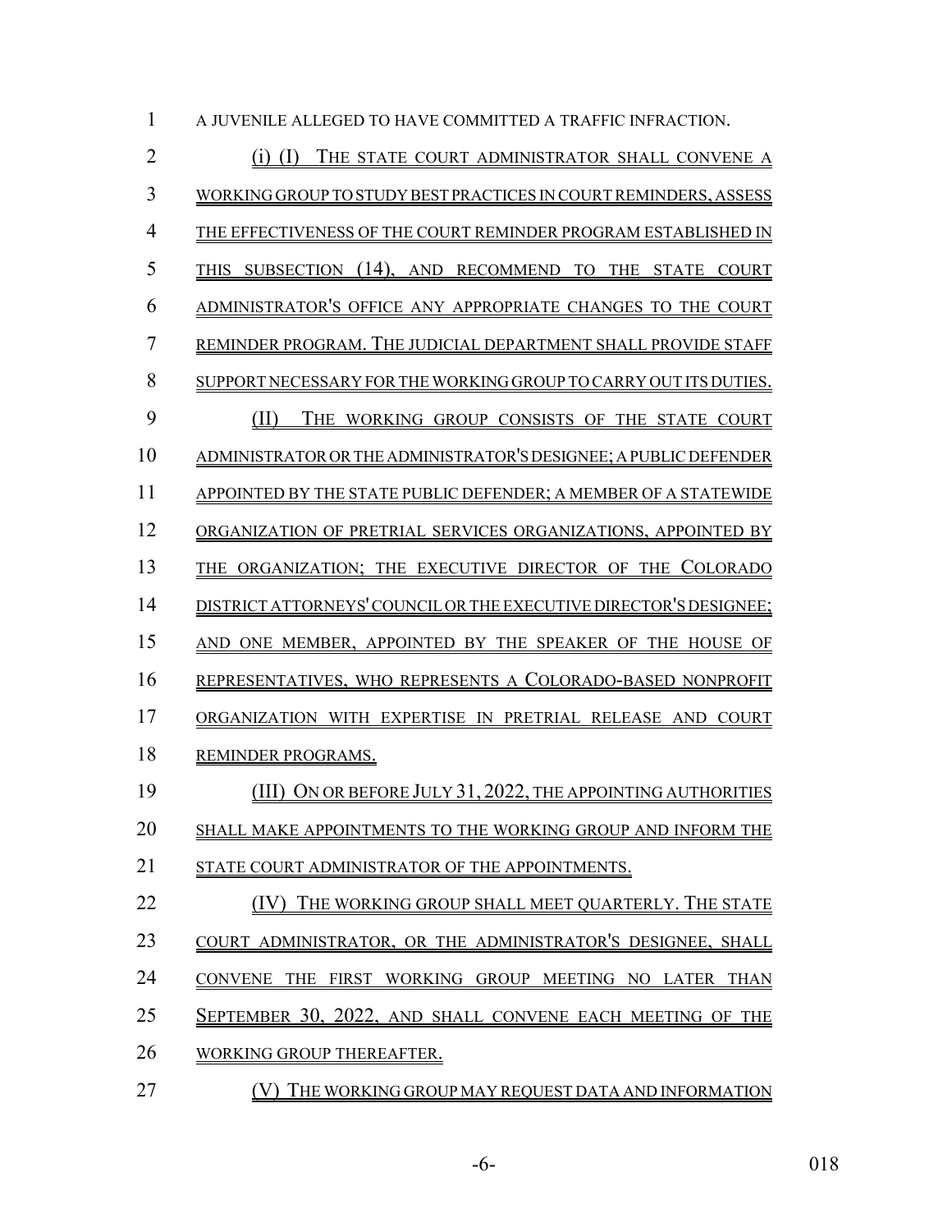A JUVENILE ALLEGED TO HAVE COMMITTED A TRAFFIC INFRACTION.

(i) (I) THE STATE COURT ADMINISTRATOR SHALL CONVENE A WORKING GROUP TO STUDY BEST PRACTICES IN COURT REMINDERS, ASSESS THE EFFECTIVENESS OF THE COURT REMINDER PROGRAM ESTABLISHED IN THIS SUBSECTION (14), AND RECOMMEND TO THE STATE COURT ADMINISTRATOR'S OFFICE ANY APPROPRIATE CHANGES TO THE COURT REMINDER PROGRAM. THE JUDICIAL DEPARTMENT SHALL PROVIDE STAFF SUPPORT NECESSARY FOR THE WORKING GROUP TO CARRY OUT ITS DUTIES.

(II) THE WORKING GROUP CONSISTS OF THE STATE COURT ADMINISTRATOR OR THE ADMINISTRATOR'S DESIGNEE; A PUBLIC DEFENDER APPOINTED BY THE STATE PUBLIC DEFENDER; A MEMBER OF A STATEWIDE ORGANIZATION OF PRETRIAL SERVICES ORGANIZATIONS, APPOINTED BY THE ORGANIZATION; THE EXECUTIVE DIRECTOR OF THE COLORADO DISTRICT ATTORNEYS' COUNCIL OR THE EXECUTIVE DIRECTOR'S DESIGNEE; AND ONE MEMBER, APPOINTED BY THE SPEAKER OF THE HOUSE OF REPRESENTATIVES, WHO REPRESENTS A COLORADO-BASED NONPROFIT ORGANIZATION WITH EXPERTISE IN PRETRIAL RELEASE AND COURT REMINDER PROGRAMS.

(III) ON OR BEFORE JULY 31, 2022, THE APPOINTING AUTHORITIES SHALL MAKE APPOINTMENTS TO THE WORKING GROUP AND INFORM THE STATE COURT ADMINISTRATOR OF THE APPOINTMENTS.

(IV) THE WORKING GROUP SHALL MEET QUARTERLY. THE STATE COURT ADMINISTRATOR, OR THE ADMINISTRATOR'S DESIGNEE, SHALL CONVENE THE FIRST WORKING GROUP MEETING NO LATER THAN SEPTEMBER 30, 2022, AND SHALL CONVENE EACH MEETING OF THE WORKING GROUP THEREAFTER.

(V) THE WORKING GROUP MAY REQUEST DATA AND INFORMATION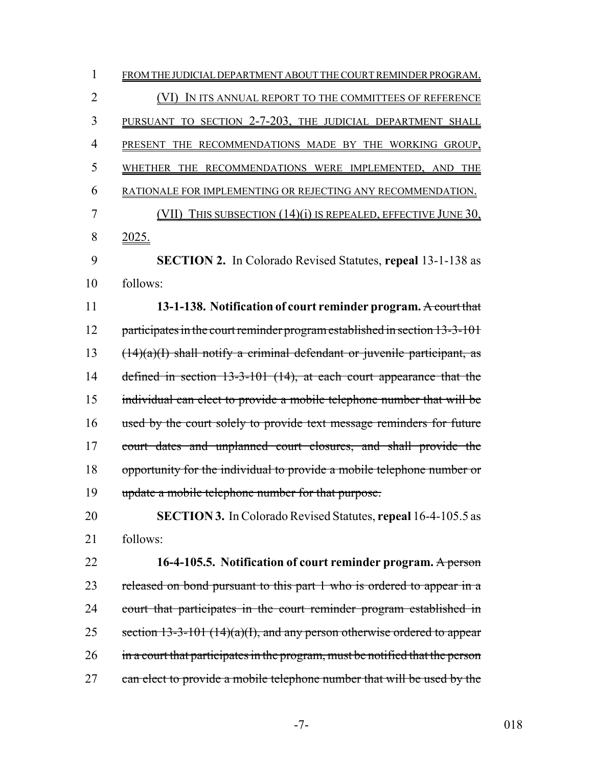FROM THE JUDICIAL DEPARTMENT ABOUT THE COURT REMINDER PROGRAM.

(VI) IN ITS ANNUAL REPORT TO THE COMMITTEES OF REFERENCE PURSUANT TO SECTION 2-7-203, THE JUDICIAL DEPARTMENT SHALL PRESENT THE RECOMMENDATIONS MADE BY THE WORKING GROUP, WHETHER THE RECOMMENDATIONS WERE IMPLEMENTED, AND THE RATIONALE FOR IMPLEMENTING OR REJECTING ANY RECOMMENDATION.

(VII) THIS SUBSECTION (14)(i) IS REPEALED, EFFECTIVE JUNE 30, 2025.

**SECTION 2.** In Colorado Revised Statutes, **repeal** 13-1-138 as follows:

**13-1-138. Notification of court reminder program.** ~~A court that participates in the court reminder program established in section 13-3-101 (14)(a)(I) shall notify a criminal defendant or juvenile participant, as defined in section 13-3-101 (14), at each court appearance that the individual can elect to provide a mobile telephone number that will be used by the court solely to provide text message reminders for future court dates and unplanned court closures, and shall provide the opportunity for the individual to provide a mobile telephone number or update a mobile telephone number for that purpose.~~

**SECTION 3.** In Colorado Revised Statutes, **repeal** 16-4-105.5 as follows:

**16-4-105.5. Notification of court reminder program.** ~~A person released on bond pursuant to this part 1 who is ordered to appear in a court that participates in the court reminder program established in section 13-3-101 (14)(a)(I), and any person otherwise ordered to appear in a court that participates in the program, must be notified that the person can elect to provide a mobile telephone number that will be used by the~~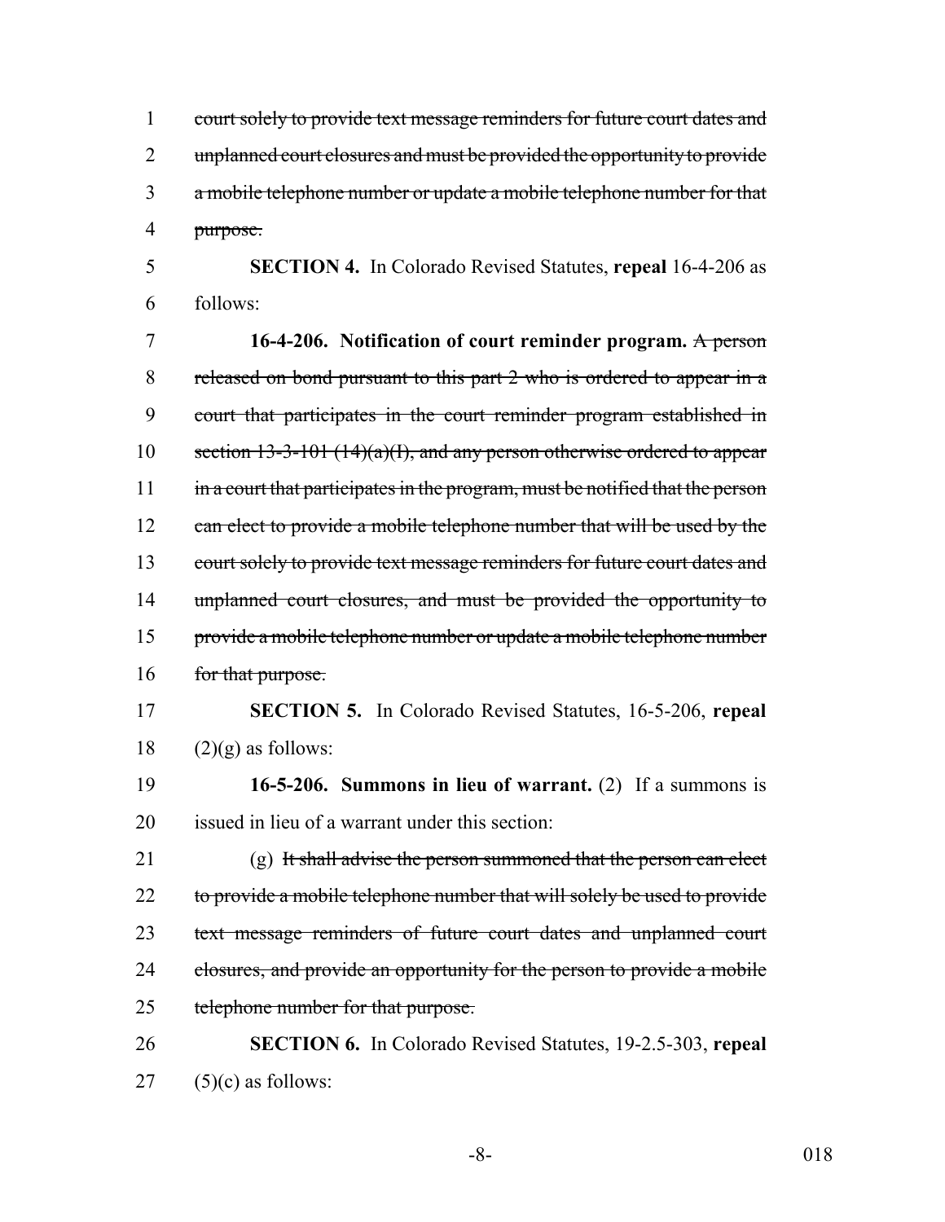~~court solely to provide text message reminders for future court dates and unplanned court closures and must be provided the opportunity to provide a mobile telephone number or update a mobile telephone number for that purpose.~~

**SECTION 4.** In Colorado Revised Statutes, **repeal** 16-4-206 as follows:

**16-4-206. Notification of court reminder program.** ~~A person released on bond pursuant to this part 2 who is ordered to appear in a court that participates in the court reminder program established in section 13-3-101 (14)(a)(I), and any person otherwise ordered to appear in a court that participates in the program, must be notified that the person can elect to provide a mobile telephone number that will be used by the court solely to provide text message reminders for future court dates and unplanned court closures, and must be provided the opportunity to provide a mobile telephone number or update a mobile telephone number for that purpose.~~

**SECTION 5.** In Colorado Revised Statutes, 16-5-206, **repeal** (2)(g) as follows:

**16-5-206. Summons in lieu of warrant.** (2) If a summons is issued in lieu of a warrant under this section:

(g) ~~It shall advise the person summoned that the person can elect to provide a mobile telephone number that will solely be used to provide text message reminders of future court dates and unplanned court closures, and provide an opportunity for the person to provide a mobile telephone number for that purpose.~~

**SECTION 6.** In Colorado Revised Statutes, 19-2.5-303, **repeal** (5)(c) as follows: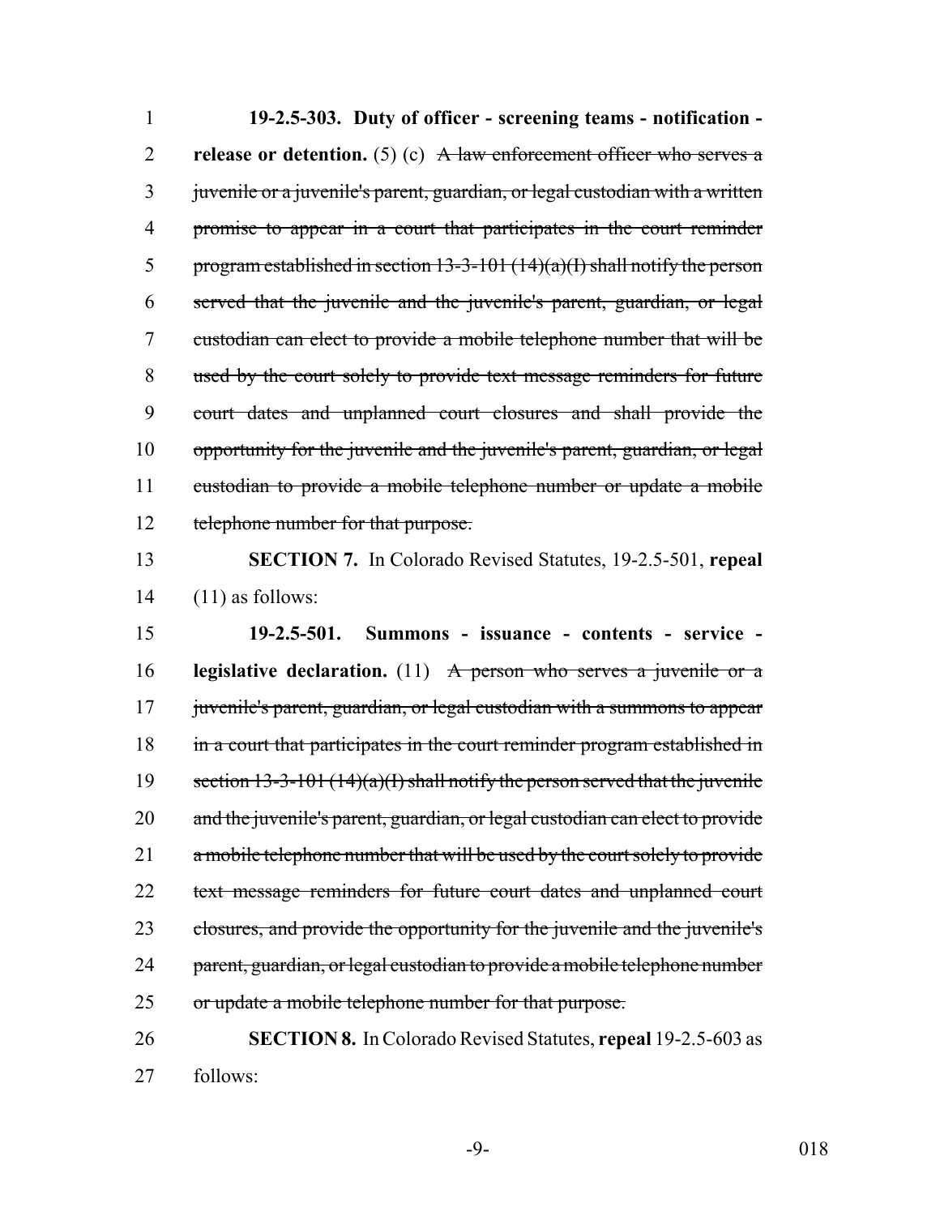**19-2.5-303. Duty of officer - screening teams - notification - release or detention.** (5) (c) ~~A law enforcement officer who serves a juvenile or a juvenile's parent, guardian, or legal custodian with a written promise to appear in a court that participates in the court reminder program established in section 13-3-101 (14)(a)(I) shall notify the person served that the juvenile and the juvenile's parent, guardian, or legal custodian can elect to provide a mobile telephone number that will be used by the court solely to provide text message reminders for future court dates and unplanned court closures and shall provide the opportunity for the juvenile and the juvenile's parent, guardian, or legal custodian to provide a mobile telephone number or update a mobile telephone number for that purpose.~~

**SECTION 7.** In Colorado Revised Statutes, 19-2.5-501, **repeal** (11) as follows:

**19-2.5-501. Summons - issuance - contents - service - legislative declaration.** (11) ~~A person who serves a juvenile or a juvenile's parent, guardian, or legal custodian with a summons to appear in a court that participates in the court reminder program established in section 13-3-101 (14)(a)(I) shall notify the person served that the juvenile and the juvenile's parent, guardian, or legal custodian can elect to provide a mobile telephone number that will be used by the court solely to provide text message reminders for future court dates and unplanned court closures, and provide the opportunity for the juvenile and the juvenile's parent, guardian, or legal custodian to provide a mobile telephone number or update a mobile telephone number for that purpose.~~

**SECTION 8.** In Colorado Revised Statutes, **repeal** 19-2.5-603 as follows: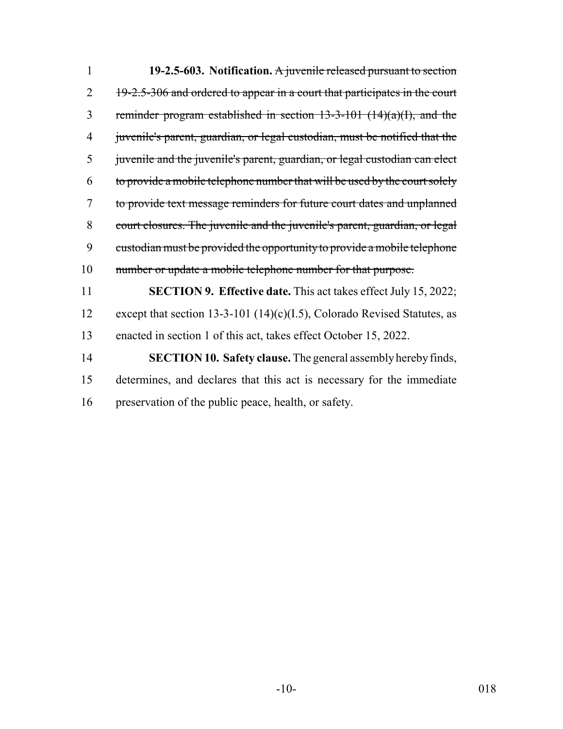**19-2.5-603. Notification.** ~~A juvenile released pursuant to section 19-2.5-306 and ordered to appear in a court that participates in the court reminder program established in section 13-3-101 (14)(a)(I), and the juvenile's parent, guardian, or legal custodian, must be notified that the juvenile and the juvenile's parent, guardian, or legal custodian can elect to provide a mobile telephone number that will be used by the court solely to provide text message reminders for future court dates and unplanned court closures. The juvenile and the juvenile's parent, guardian, or legal custodian must be provided the opportunity to provide a mobile telephone number or update a mobile telephone number for that purpose.~~

**SECTION 9. Effective date.** This act takes effect July 15, 2022; except that section 13-3-101 (14)(c)(I.5), Colorado Revised Statutes, as enacted in section 1 of this act, takes effect October 15, 2022.

**SECTION 10. Safety clause.** The general assembly hereby finds, determines, and declares that this act is necessary for the immediate preservation of the public peace, health, or safety.